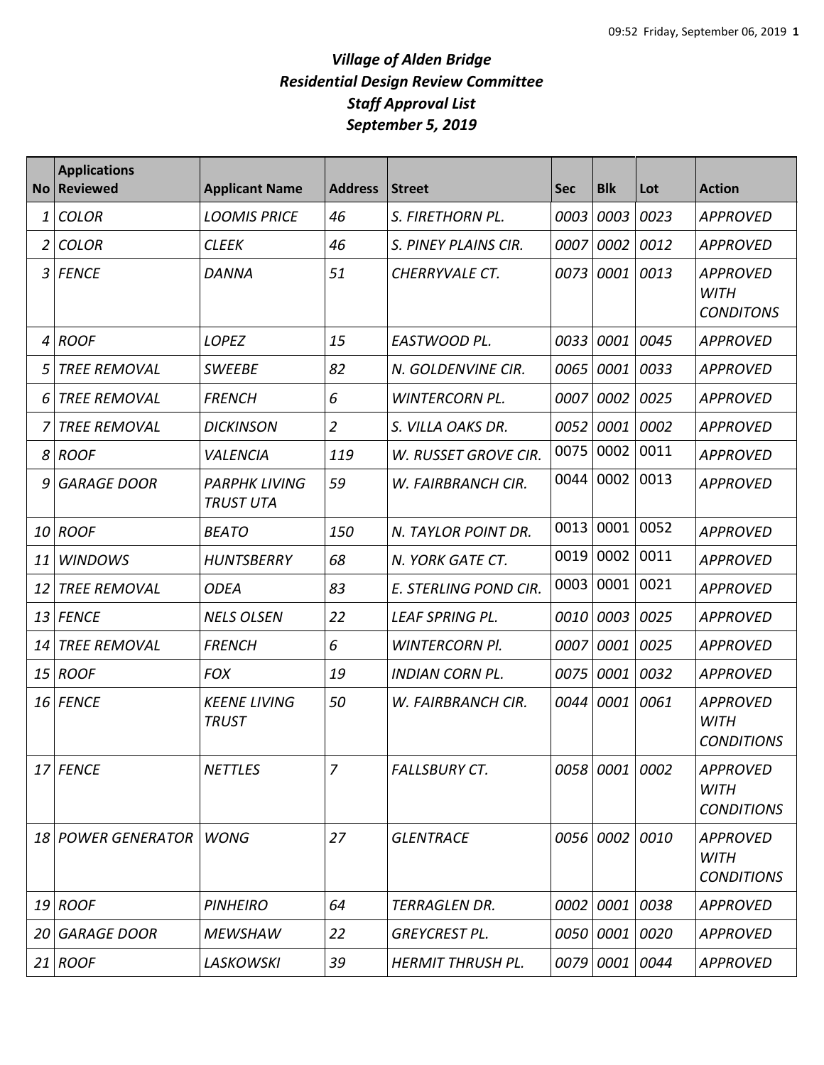# *Village of Alden Bridge*
# *Residential Design Review Committee*
# *Staff Approval List*
# *September 5, 2019*

| No | Applications Reviewed | Applicant Name | Address | Street | Sec | Blk | Lot | Action |
|---|---|---|---|---|---|---|---|---|
| 1 | COLOR | LOOMIS PRICE | 46 | S. FIRETHORN PL. | 0003 | 0003 | 0023 | APPROVED |
| 2 | COLOR | CLEEK | 46 | S. PINEY PLAINS CIR. | 0007 | 0002 | 0012 | APPROVED |
| 3 | FENCE | DANNA | 51 | CHERRYVALE CT. | 0073 | 0001 | 0013 | APPROVED WITH CONDITONS |
| 4 | ROOF | LOPEZ | 15 | EASTWOOD PL. | 0033 | 0001 | 0045 | APPROVED |
| 5 | TREE REMOVAL | SWEEBE | 82 | N. GOLDENVINE CIR. | 0065 | 0001 | 0033 | APPROVED |
| 6 | TREE REMOVAL | FRENCH | 6 | WINTERCORN PL. | 0007 | 0002 | 0025 | APPROVED |
| 7 | TREE REMOVAL | DICKINSON | 2 | S. VILLA OAKS DR. | 0052 | 0001 | 0002 | APPROVED |
| 8 | ROOF | VALENCIA | 119 | W. RUSSET GROVE CIR. | 0075 | 0002 | 0011 | APPROVED |
| 9 | GARAGE DOOR | PARPHK LIVING TRUST UTA | 59 | W. FAIRBRANCH CIR. | 0044 | 0002 | 0013 | APPROVED |
| 10 | ROOF | BEATO | 150 | N. TAYLOR POINT DR. | 0013 | 0001 | 0052 | APPROVED |
| 11 | WINDOWS | HUNTSBERRY | 68 | N. YORK GATE CT. | 0019 | 0002 | 0011 | APPROVED |
| 12 | TREE REMOVAL | ODEA | 83 | E. STERLING POND CIR. | 0003 | 0001 | 0021 | APPROVED |
| 13 | FENCE | NELS OLSEN | 22 | LEAF SPRING PL. | 0010 | 0003 | 0025 | APPROVED |
| 14 | TREE REMOVAL | FRENCH | 6 | WINTERCORN Pl. | 0007 | 0001 | 0025 | APPROVED |
| 15 | ROOF | FOX | 19 | INDIAN CORN PL. | 0075 | 0001 | 0032 | APPROVED |
| 16 | FENCE | KEENE LIVING TRUST | 50 | W. FAIRBRANCH CIR. | 0044 | 0001 | 0061 | APPROVED WITH CONDITIONS |
| 17 | FENCE | NETTLES | 7 | FALLSBURY CT. | 0058 | 0001 | 0002 | APPROVED WITH CONDITIONS |
| 18 | POWER GENERATOR | WONG | 27 | GLENTRACE | 0056 | 0002 | 0010 | APPROVED WITH CONDITIONS |
| 19 | ROOF | PINHEIRO | 64 | TERRAGLEN DR. | 0002 | 0001 | 0038 | APPROVED |
| 20 | GARAGE DOOR | MEWSHAW | 22 | GREYCREST PL. | 0050 | 0001 | 0020 | APPROVED |
| 21 | ROOF | LASKOWSKI | 39 | HERMIT THRUSH PL. | 0079 | 0001 | 0044 | APPROVED |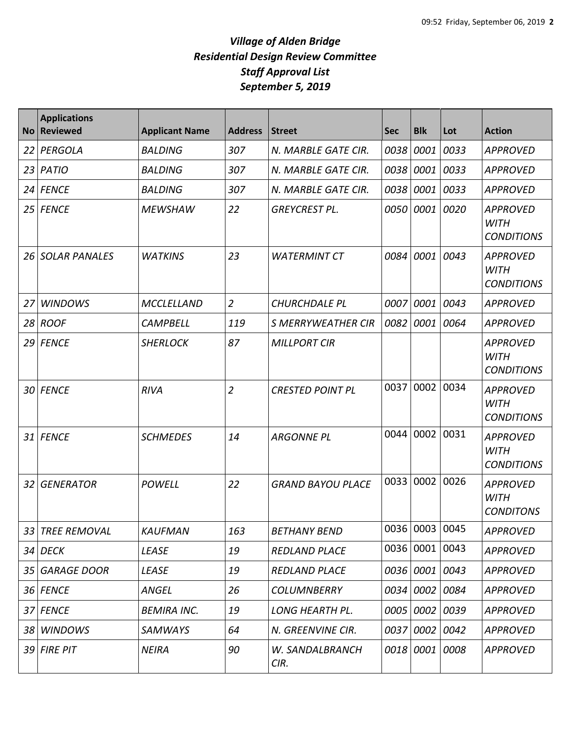# *Village of Alden Bridge*
# *Residential Design Review Committee*
# *Staff Approval List*
# *September 5, 2019*

| No | Applications Reviewed | Applicant Name | Address | Street | Sec | Blk | Lot | Action |
|---|---|---|---|---|---|---|---|---|
| 22 | PERGOLA | BALDING | 307 | N. MARBLE GATE CIR. | 0038 | 0001 | 0033 | APPROVED |
| 23 | PATIO | BALDING | 307 | N. MARBLE GATE CIR. | 0038 | 0001 | 0033 | APPROVED |
| 24 | FENCE | BALDING | 307 | N. MARBLE GATE CIR. | 0038 | 0001 | 0033 | APPROVED |
| 25 | FENCE | MEWSHAW | 22 | GREYCREST PL. | 0050 | 0001 | 0020 | APPROVED WITH CONDITIONS |
| 26 | SOLAR PANALES | WATKINS | 23 | WATERMINT CT | 0084 | 0001 | 0043 | APPROVED WITH CONDITIONS |
| 27 | WINDOWS | MCCLELLAND | 2 | CHURCHDALE PL | 0007 | 0001 | 0043 | APPROVED |
| 28 | ROOF | CAMPBELL | 119 | S MERRYWEATHER CIR | 0082 | 0001 | 0064 | APPROVED |
| 29 | FENCE | SHERLOCK | 87 | MILLPORT CIR | | | | APPROVED WITH CONDITIONS |
| 30 | FENCE | RIVA | 2 | CRESTED POINT PL | 0037 | 0002 | 0034 | APPROVED WITH CONDITIONS |
| 31 | FENCE | SCHMEDES | 14 | ARGONNE PL | 0044 | 0002 | 0031 | APPROVED WITH CONDITIONS |
| 32 | GENERATOR | POWELL | 22 | GRAND BAYOU PLACE | 0033 | 0002 | 0026 | APPROVED WITH CONDITONS |
| 33 | TREE REMOVAL | KAUFMAN | 163 | BETHANY BEND | 0036 | 0003 | 0045 | APPROVED |
| 34 | DECK | LEASE | 19 | REDLAND PLACE | 0036 | 0001 | 0043 | APPROVED |
| 35 | GARAGE DOOR | LEASE | 19 | REDLAND PLACE | 0036 | 0001 | 0043 | APPROVED |
| 36 | FENCE | ANGEL | 26 | COLUMNBERRY | 0034 | 0002 | 0084 | APPROVED |
| 37 | FENCE | BEMIRA INC. | 19 | LONG HEARTH PL. | 0005 | 0002 | 0039 | APPROVED |
| 38 | WINDOWS | SAMWAYS | 64 | N. GREENVINE CIR. | 0037 | 0002 | 0042 | APPROVED |
| 39 | FIRE PIT | NEIRA | 90 | W. SANDALBRANCH CIR. | 0018 | 0001 | 0008 | APPROVED |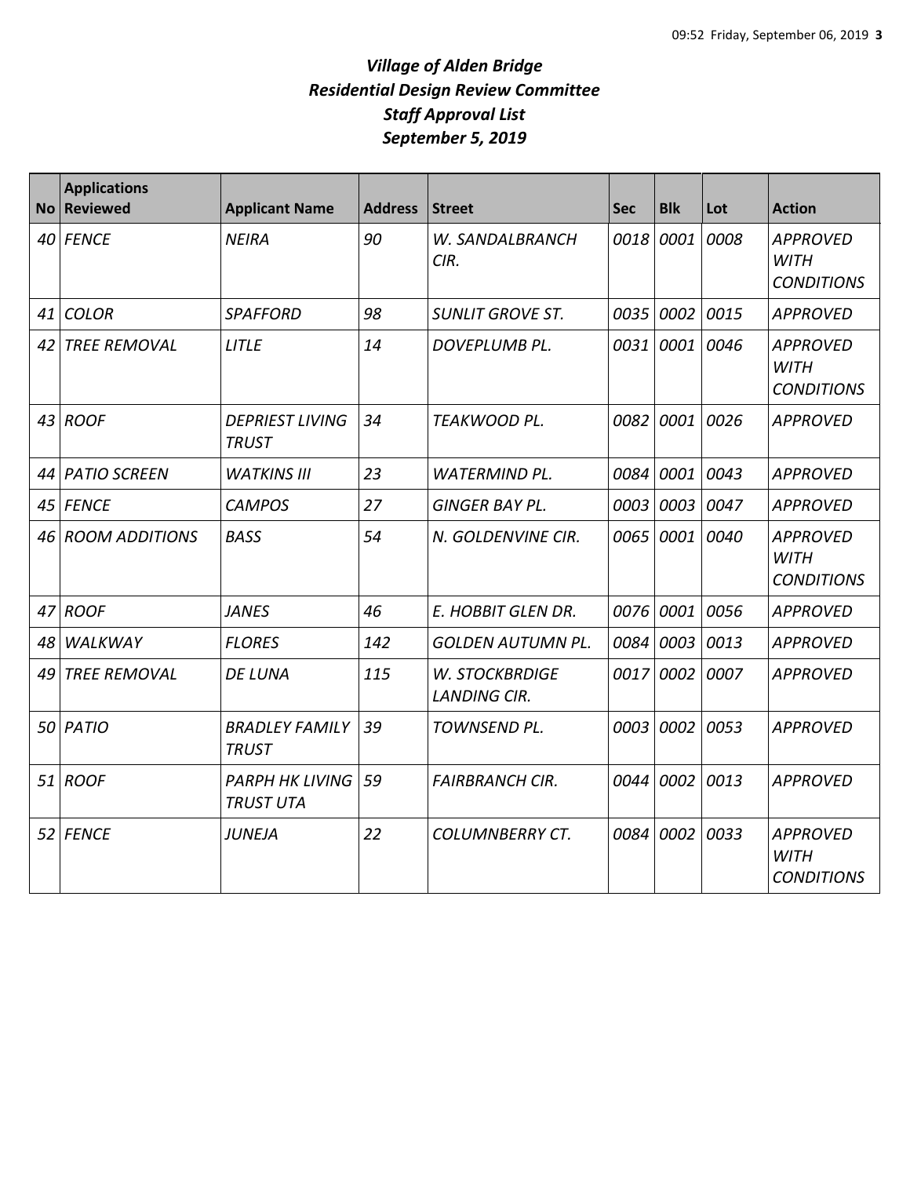# *Village of Alden Bridge*
## *Residential Design Review Committee*
## *Staff Approval List*
## *September 5, 2019*

| No | Applications Reviewed | Applicant Name | Address | Street | Sec | Blk | Lot | Action |
|---|---|---|---|---|---|---|---|---|
| *40* | *FENCE* | *NEIRA* | *90* | *W. SANDALBRANCH CIR.* | *0018* | *0001* | *0008* | *APPROVED WITH CONDITIONS* |
| *41* | *COLOR* | *SPAFFORD* | *98* | *SUNLIT GROVE ST.* | *0035* | *0002* | *0015* | *APPROVED* |
| *42* | *TREE REMOVAL* | *LITLE* | *14* | *DOVEPLUMB PL.* | *0031* | *0001* | *0046* | *APPROVED WITH CONDITIONS* |
| *43* | *ROOF* | *DEPRIEST LIVING TRUST* | *34* | *TEAKWOOD PL.* | *0082* | *0001* | *0026* | *APPROVED* |
| *44* | *PATIO SCREEN* | *WATKINS III* | *23* | *WATERMIND PL.* | *0084* | *0001* | *0043* | *APPROVED* |
| *45* | *FENCE* | *CAMPOS* | *27* | *GINGER BAY PL.* | *0003* | *0003* | *0047* | *APPROVED* |
| *46* | *ROOM ADDITIONS* | *BASS* | *54* | *N. GOLDENVINE CIR.* | *0065* | *0001* | *0040* | *APPROVED WITH CONDITIONS* |
| *47* | *ROOF* | *JANES* | *46* | *E. HOBBIT GLEN DR.* | *0076* | *0001* | *0056* | *APPROVED* |
| *48* | *WALKWAY* | *FLORES* | *142* | *GOLDEN AUTUMN PL.* | *0084* | *0003* | *0013* | *APPROVED* |
| *49* | *TREE REMOVAL* | *DE LUNA* | *115* | *W. STOCKBRDIGE LANDING CIR.* | *0017* | *0002* | *0007* | *APPROVED* |
| *50* | *PATIO* | *BRADLEY FAMILY TRUST* | *39* | *TOWNSEND PL.* | *0003* | *0002* | *0053* | *APPROVED* |
| *51* | *ROOF* | *PARPH HK LIVING TRUST UTA* | *59* | *FAIRBRANCH CIR.* | *0044* | *0002* | *0013* | *APPROVED* |
| *52* | *FENCE* | *JUNEJA* | *22* | *COLUMNBERRY CT.* | *0084* | *0002* | *0033* | *APPROVED WITH CONDITIONS* |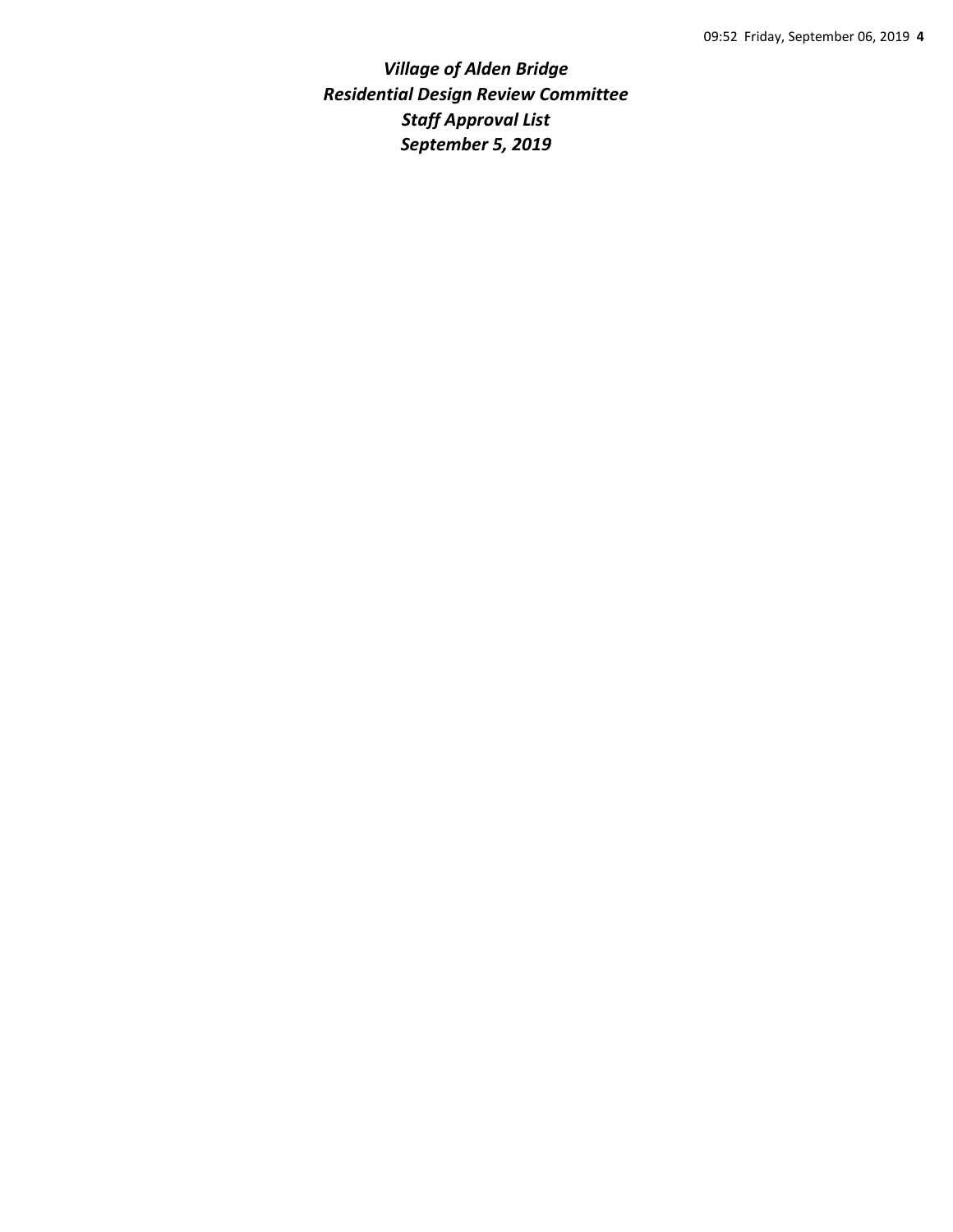***Village of Alden Bridge***
***Residential Design Review Committee***
***Staff Approval List***
***September 5, 2019***